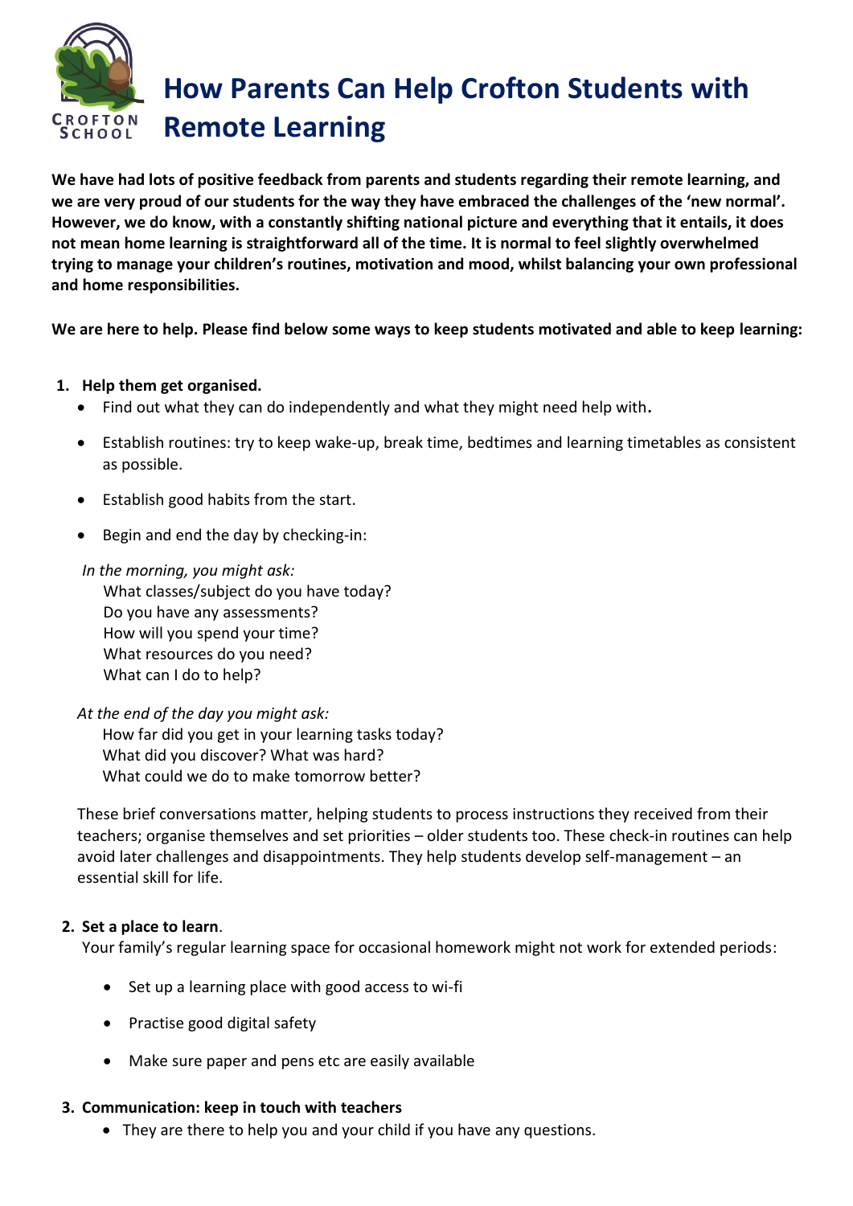# How Parents Can Help Crofton Students with Remote Learning

**We have had lots of positive feedback from parents and students regarding their remote learning, and we are very proud of our students for the way they have embraced the challenges of the 'new normal'. However, we do know, with a constantly shifting national picture and everything that it entails, it does not mean home learning is straightforward all of the time. It is normal to feel slightly overwhelmed trying to manage your children's routines, motivation and mood, whilst balancing your own professional and home responsibilities.**

**We are here to help. Please find below some ways to keep students motivated and able to keep learning:**

1. **Help them get organised.**
   - Find out what they can do independently and what they might need help with.
   - Establish routines: try to keep wake-up, break time, bedtimes and learning timetables as consistent as possible.
   - Establish good habits from the start.
   - Begin and end the day by checking-in:

   *In the morning, you might ask:*
   What classes/subject do you have today?
   Do you have any assessments?
   How will you spend your time?
   What resources do you need?
   What can I do to help?

   *At the end of the day you might ask:*
   How far did you get in your learning tasks today?
   What did you discover? What was hard?
   What could we do to make tomorrow better?

   These brief conversations matter, helping students to process instructions they received from their teachers; organise themselves and set priorities – older students too. These check-in routines can help avoid later challenges and disappointments. They help students develop self-management – an essential skill for life.

2. **Set a place to learn**.
   Your family's regular learning space for occasional homework might not work for extended periods:
   - Set up a learning place with good access to wi-fi
   - Practise good digital safety
   - Make sure paper and pens etc are easily available

3. **Communication: keep in touch with teachers**
   - They are there to help you and your child if you have any questions.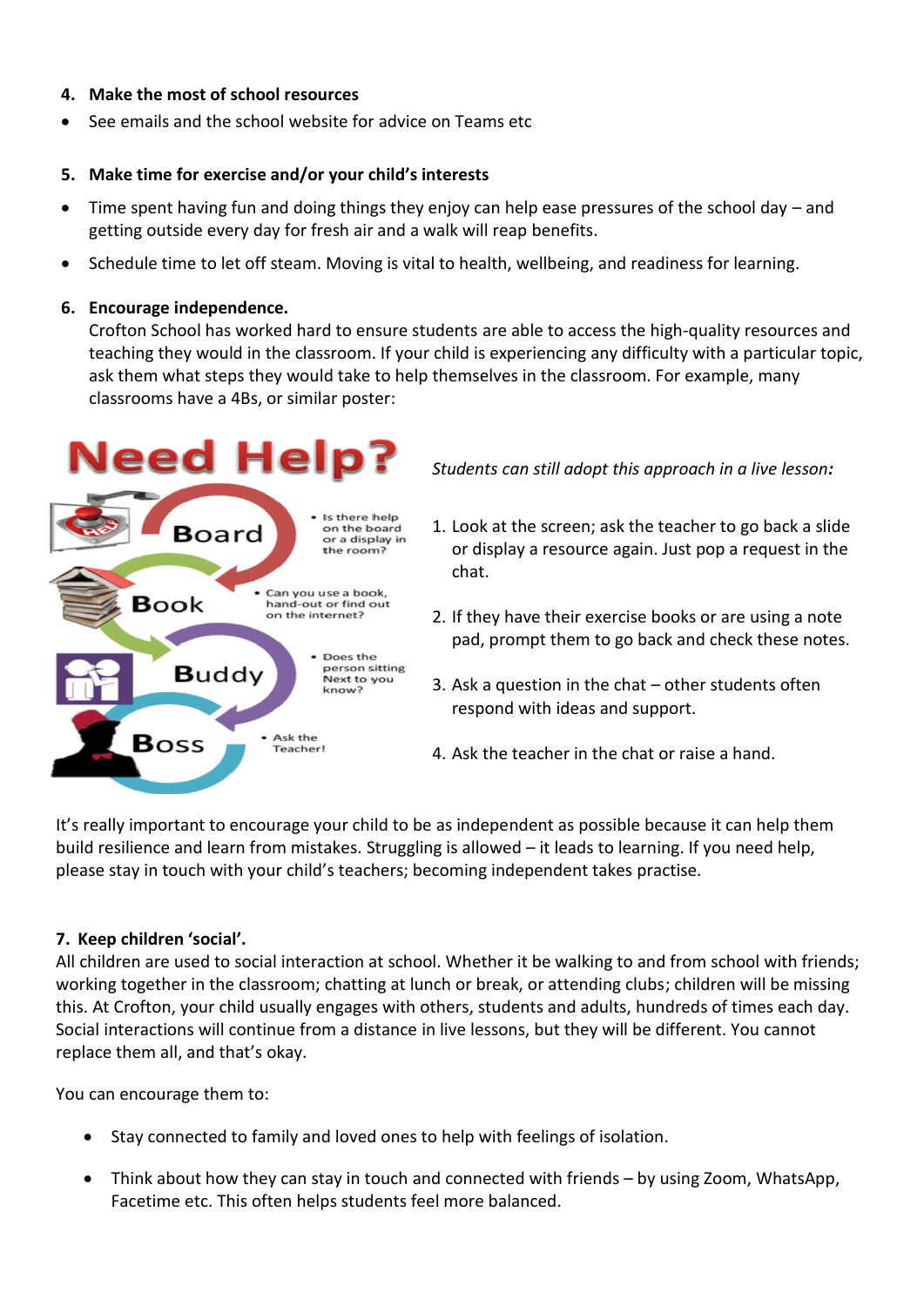4. **Make the most of school resources**

- See emails and the school website for advice on Teams etc

5. **Make time for exercise and/or your child's interests**

- Time spent having fun and doing things they enjoy can help ease pressures of the school day – and getting outside every day for fresh air and a walk will reap benefits.
- Schedule time to let off steam. Moving is vital to health, wellbeing, and readiness for learning.

6. **Encourage independence.**
   Crofton School has worked hard to ensure students are able to access the high-quality resources and teaching they would in the classroom. If your child is experiencing any difficulty with a particular topic, ask them what steps they would take to help themselves in the classroom. For example, many classrooms have a 4Bs, or similar poster:

**Need Help?**

- **Board** – Is there help on the board or a display in the room?
- **Book** – Can you use a book, hand-out or find out on the internet?
- **Buddy** – Does the person sitting Next to you know?
- **Boss** – Ask the Teacher!

*Students can still adopt this approach in a live lesson:*

1. Look at the screen; ask the teacher to go back a slide or display a resource again. Just pop a request in the chat.
2. If they have their exercise books or are using a note pad, prompt them to go back and check these notes.
3. Ask a question in the chat – other students often respond with ideas and support.
4. Ask the teacher in the chat or raise a hand.

It's really important to encourage your child to be as independent as possible because it can help them build resilience and learn from mistakes. Struggling is allowed – it leads to learning. If you need help, please stay in touch with your child's teachers; becoming independent takes practise.

7. **Keep children 'social'.**

All children are used to social interaction at school. Whether it be walking to and from school with friends; working together in the classroom; chatting at lunch or break, or attending clubs; children will be missing this. At Crofton, your child usually engages with others, students and adults, hundreds of times each day. Social interactions will continue from a distance in live lessons, but they will be different. You cannot replace them all, and that's okay.

You can encourage them to:

- Stay connected to family and loved ones to help with feelings of isolation.
- Think about how they can stay in touch and connected with friends – by using Zoom, WhatsApp, Facetime etc. This often helps students feel more balanced.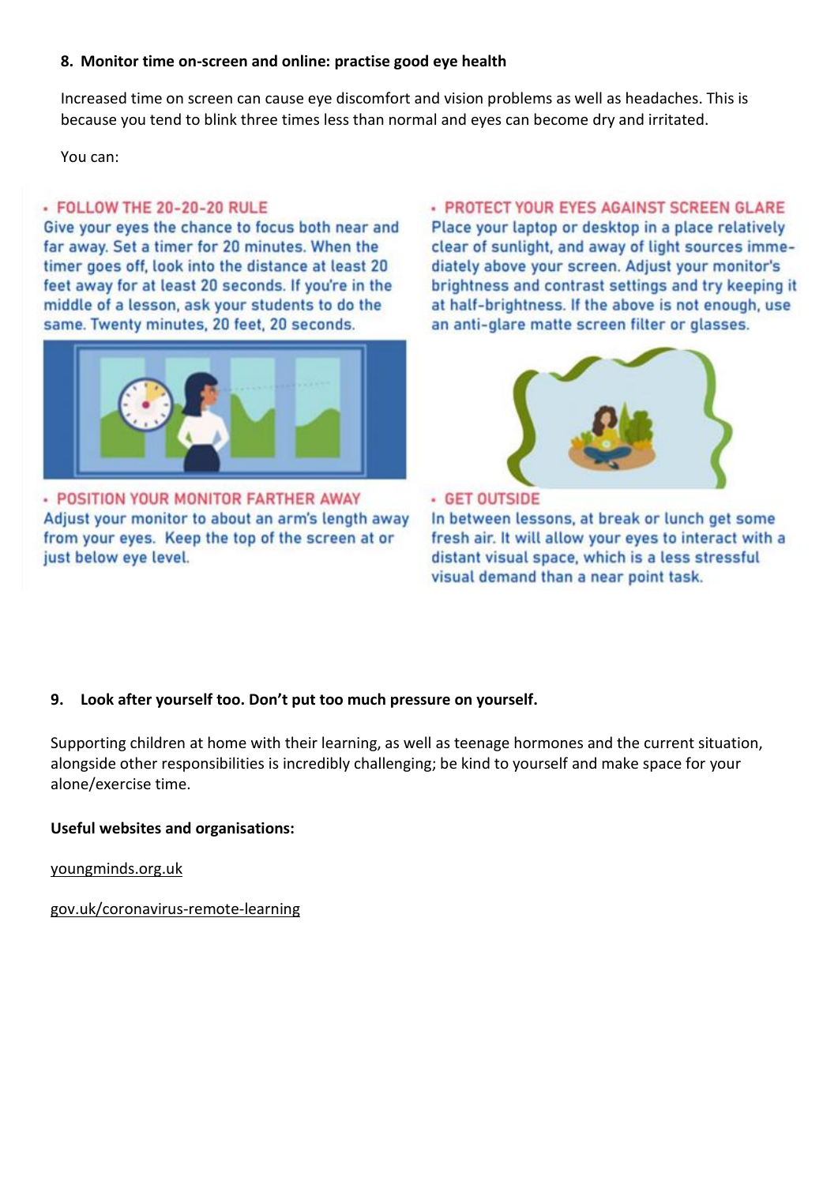**8. Monitor time on-screen and online: practise good eye health**

Increased time on screen can cause eye discomfort and vision problems as well as headaches. This is because you tend to blink three times less than normal and eyes can become dry and irritated.

You can:

- **FOLLOW THE 20-20-20 RULE**
  Give your eyes the chance to focus both near and far away. Set a timer for 20 minutes. When the timer goes off, look into the distance at least 20 feet away for at least 20 seconds. If you're in the middle of a lesson, ask your students to do the same. Twenty minutes, 20 feet, 20 seconds.

- **POSITION YOUR MONITOR FARTHER AWAY**
  Adjust your monitor to about an arm's length away from your eyes. Keep the top of the screen at or just below eye level.

- **PROTECT YOUR EYES AGAINST SCREEN GLARE**
  Place your laptop or desktop in a place relatively clear of sunlight, and away of light sources immediately above your screen. Adjust your monitor's brightness and contrast settings and try keeping it at half-brightness. If the above is not enough, use an anti-glare matte screen filter or glasses.

- **GET OUTSIDE**
  In between lessons, at break or lunch get some fresh air. It will allow your eyes to interact with a distant visual space, which is a less stressful visual demand than a near point task.

**9. Look after yourself too. Don't put too much pressure on yourself.**

Supporting children at home with their learning, as well as teenage hormones and the current situation, alongside other responsibilities is incredibly challenging; be kind to yourself and make space for your alone/exercise time.

**Useful websites and organisations:**

youngminds.org.uk

gov.uk/coronavirus-remote-learning